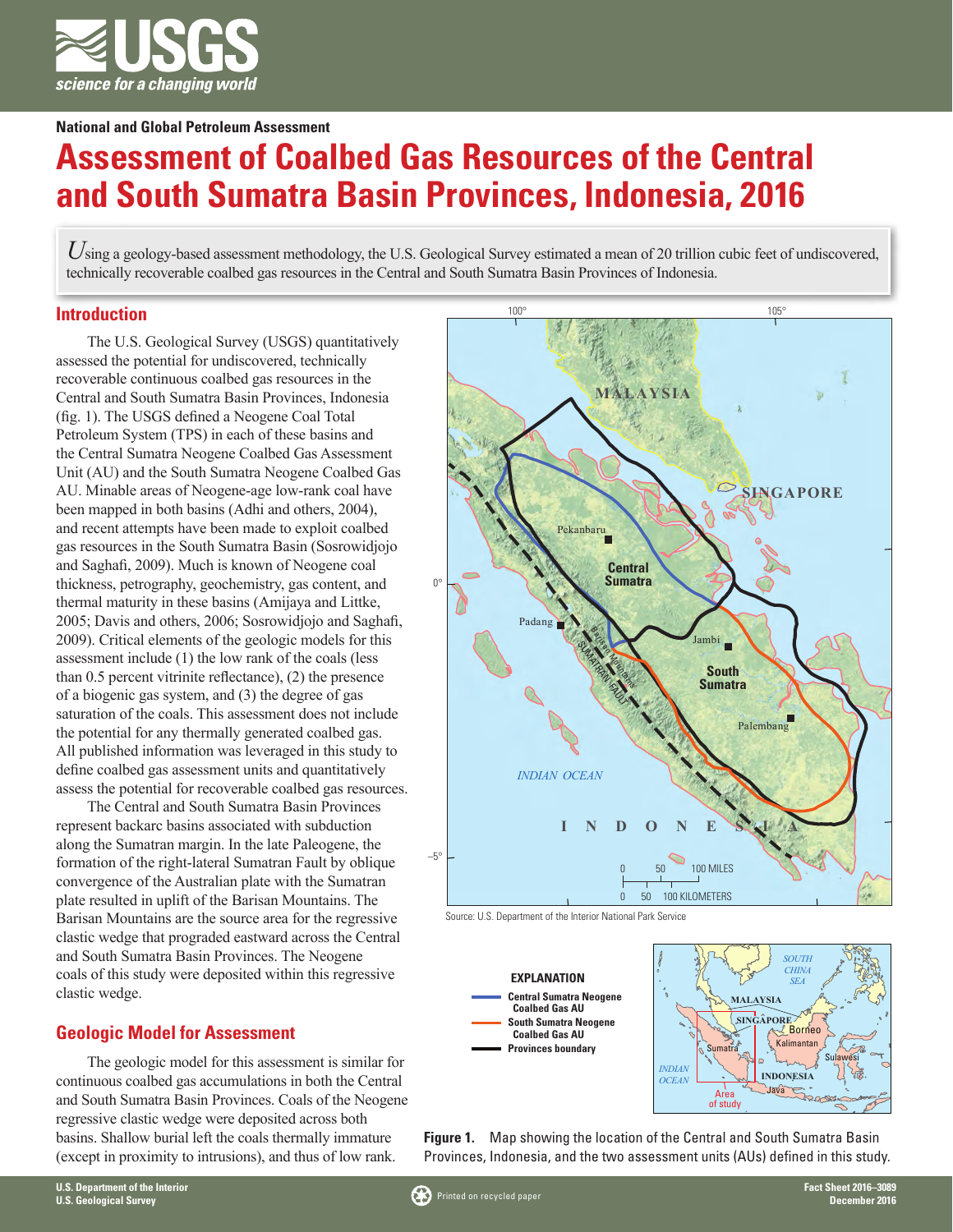National and Global Petroleum Assessment

# Assessment of Coalbed Gas Resources of the Central and South Sumatra Basin Provinces, Indonesia, 2016

*U*sing a geology-based assessment methodology, the U.S. Geological Survey estimated a mean of 20 trillion cubic feet of undiscovered, technically recoverable coalbed gas resources in the Central and South Sumatra Basin Provinces of Indonesia.

## Introduction

The U.S. Geological Survey (USGS) quantitatively assessed the potential for undiscovered, technically recoverable continuous coalbed gas resources in the Central and South Sumatra Basin Provinces, Indonesia (fig. 1). The USGS defined a Neogene Coal Total Petroleum System (TPS) in each of these basins and the Central Sumatra Neogene Coalbed Gas Assessment Unit (AU) and the South Sumatra Neogene Coalbed Gas AU. Minable areas of Neogene-age low-rank coal have been mapped in both basins (Adhi and others, 2004), and recent attempts have been made to exploit coalbed gas resources in the South Sumatra Basin (Sosrowidjojo and Saghafi, 2009). Much is known of Neogene coal thickness, petrography, geochemistry, gas content, and thermal maturity in these basins (Amijaya and Littke, 2005; Davis and others, 2006; Sosrowidjojo and Saghafi, 2009). Critical elements of the geologic models for this assessment include (1) the low rank of the coals (less than 0.5 percent vitrinite reflectance), (2) the presence of a biogenic gas system, and (3) the degree of gas saturation of the coals. This assessment does not include the potential for any thermally generated coalbed gas. All published information was leveraged in this study to define coalbed gas assessment units and quantitatively assess the potential for recoverable coalbed gas resources.

The Central and South Sumatra Basin Provinces represent backarc basins associated with subduction along the Sumatran margin. In the late Paleogene, the formation of the right-lateral Sumatran Fault by oblique convergence of the Australian plate with the Sumatran plate resulted in uplift of the Barisan Mountains. The Barisan Mountains are the source area for the regressive clastic wedge that prograded eastward across the Central and South Sumatra Basin Provinces. The Neogene coals of this study were deposited within this regressive clastic wedge.

## Geologic Model for Assessment

The geologic model for this assessment is similar for continuous coalbed gas accumulations in both the Central and South Sumatra Basin Provinces. Coals of the Neogene regressive clastic wedge were deposited across both basins. Shallow burial left the coals thermally immature (except in proximity to intrusions), and thus of low rank.

Source: U.S. Department of the Interior National Park Service

**Figure 1.** Map showing the location of the Central and South Sumatra Basin Provinces, Indonesia, and the two assessment units (AUs) defined in this study.

U.S. Department of the Interior
U.S. Geological Survey

Fact Sheet 2016–3089
December 2016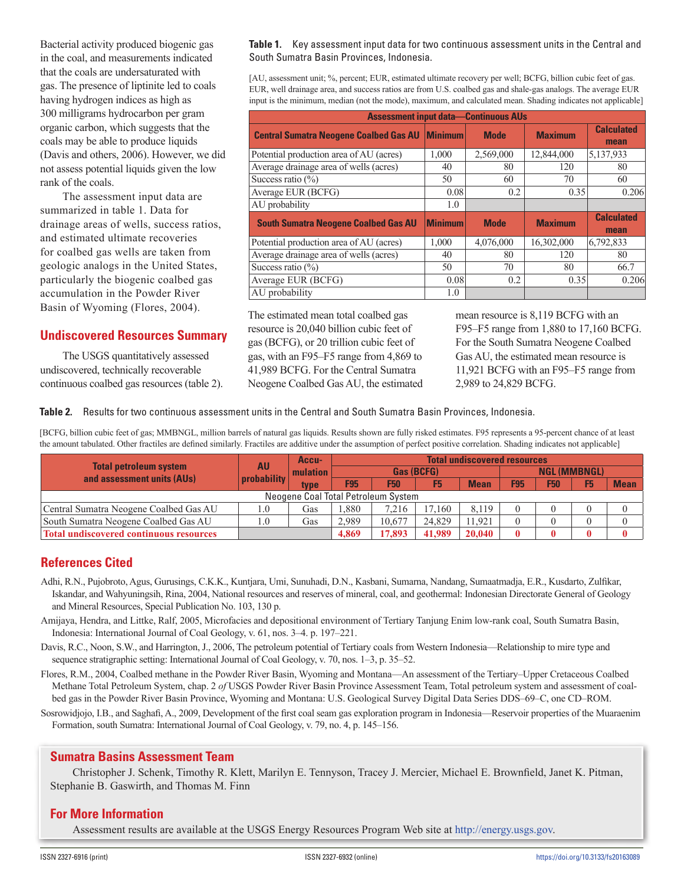Bacterial activity produced biogenic gas in the coal, and measurements indicated that the coals are undersaturated with gas. The presence of liptinite led to coals having hydrogen indices as high as 300 milligrams hydrocarbon per gram organic carbon, which suggests that the coals may be able to produce liquids (Davis and others, 2006). However, we did not assess potential liquids given the low rank of the coals.

The assessment input data are summarized in table 1. Data for drainage areas of wells, success ratios, and estimated ultimate recoveries for coalbed gas wells are taken from geologic analogs in the United States, particularly the biogenic coalbed gas accumulation in the Powder River Basin of Wyoming (Flores, 2004).

**Table 1.** Key assessment input data for two continuous assessment units in the Central and South Sumatra Basin Provinces, Indonesia.

[AU, assessment unit; %, percent; EUR, estimated ultimate recovery per well; BCFG, billion cubic feet of gas. EUR, well drainage area, and success ratios are from U.S. coalbed gas and shale-gas analogs. The average EUR input is the minimum, median (not the mode), maximum, and calculated mean. Shading indicates not applicable]

| Assessment input data—Continuous AUs | | | | |
|---|---|---|---|---|
| **Central Sumatra Neogene Coalbed Gas AU** | **Minimum** | **Mode** | **Maximum** | **Calculated mean** |
| Potential production area of AU (acres) | 1,000 | 2,569,000 | 12,844,000 | 5,137,933 |
| Average drainage area of wells (acres) | 40 | 80 | 120 | 80 |
| Success ratio (%) | 50 | 60 | 70 | 60 |
| Average EUR (BCFG) | 0.08 | 0.2 | 0.35 | 0.206 |
| AU probability | 1.0 | | | |
| **South Sumatra Neogene Coalbed Gas AU** | **Minimum** | **Mode** | **Maximum** | **Calculated mean** |
| Potential production area of AU (acres) | 1,000 | 4,076,000 | 16,302,000 | 6,792,833 |
| Average drainage area of wells (acres) | 40 | 80 | 120 | 80 |
| Success ratio (%) | 50 | 70 | 80 | 66.7 |
| Average EUR (BCFG) | 0.08 | 0.2 | 0.35 | 0.206 |
| AU probability | 1.0 | | | |

## Undiscovered Resources Summary

The USGS quantitatively assessed undiscovered, technically recoverable continuous coalbed gas resources (table 2). The estimated mean total coalbed gas resource is 20,040 billion cubic feet of gas (BCFG), or 20 trillion cubic feet of gas, with an F95–F5 range from 4,869 to 41,989 BCFG. For the Central Sumatra Neogene Coalbed Gas AU, the estimated mean resource is 8,119 BCFG with an F95–F5 range from 1,880 to 17,160 BCFG. For the South Sumatra Neogene Coalbed Gas AU, the estimated mean resource is 11,921 BCFG with an F95–F5 range from 2,989 to 24,829 BCFG.

**Table 2.** Results for two continuous assessment units in the Central and South Sumatra Basin Provinces, Indonesia.

[BCFG, billion cubic feet of gas; MMBNGL, million barrels of natural gas liquids. Results shown are fully risked estimates. F95 represents a 95-percent chance of at least the amount tabulated. Other fractiles are defined similarly. Fractiles are additive under the assumption of perfect positive correlation. Shading indicates not applicable]

| Total petroleum system and assessment units (AUs) | AU probability | Accumulation type | Total undiscovered resources | | | | | | | |
|---|---|---|---|---|---|---|---|---|---|---|
| | | | Gas (BCFG) | | | | NGL (MMBNGL) | | | |
| | | | F95 | F50 | F5 | Mean | F95 | F50 | F5 | Mean |
| Neogene Coal Total Petroleum System | | | | | | | | | | |
| Central Sumatra Neogene Coalbed Gas AU | 1.0 | Gas | 1,880 | 7,216 | 17,160 | 8,119 | 0 | 0 | 0 | 0 |
| South Sumatra Neogene Coalbed Gas AU | 1.0 | Gas | 2,989 | 10,677 | 24,829 | 11,921 | 0 | 0 | 0 | 0 |
| **Total undiscovered continuous resources** | | | **4,869** | **17,893** | **41,989** | **20,040** | **0** | **0** | **0** | **0** |

## References Cited

Adhi, R.N., Pujobroto, Agus, Gurusings, C.K.K., Kuntjara, Umi, Sunuhadi, D.N., Kasbani, Sumarna, Nandang, Sumaatmadja, E.R., Kusdarto, Zulfikar, Iskandar, and Wahyuningsih, Rina, 2004, National resources and reserves of mineral, coal, and geothermal: Indonesian Directorate General of Geology and Mineral Resources, Special Publication No. 103, 130 p.

Amijaya, Hendra, and Littke, Ralf, 2005, Microfacies and depositional environment of Tertiary Tanjung Enim low-rank coal, South Sumatra Basin, Indonesia: International Journal of Coal Geology, v. 61, nos. 3–4. p. 197–221.

Davis, R.C., Noon, S.W., and Harrington, J., 2006, The petroleum potential of Tertiary coals from Western Indonesia—Relationship to mire type and sequence stratigraphic setting: International Journal of Coal Geology, v. 70, nos. 1–3, p. 35–52.

Flores, R.M., 2004, Coalbed methane in the Powder River Basin, Wyoming and Montana—An assessment of the Tertiary–Upper Cretaceous Coalbed Methane Total Petroleum System, chap. 2 *of* USGS Powder River Basin Province Assessment Team, Total petroleum system and assessment of coalbed gas in the Powder River Basin Province, Wyoming and Montana: U.S. Geological Survey Digital Data Series DDS–69–C, one CD–ROM.

Sosrowidjojo, I.B., and Saghafi, A., 2009, Development of the first coal seam gas exploration program in Indonesia—Reservoir properties of the Muaraenim Formation, south Sumatra: International Journal of Coal Geology, v. 79, no. 4, p. 145–156.

## Sumatra Basins Assessment Team

Christopher J. Schenk, Timothy R. Klett, Marilyn E. Tennyson, Tracey J. Mercier, Michael E. Brownfield, Janet K. Pitman, Stephanie B. Gaswirth, and Thomas M. Finn

## For More Information

Assessment results are available at the USGS Energy Resources Program Web site at http://energy.usgs.gov.

ISSN 2327-6916 (print) ISSN 2327-6932 (online) https://doi.org/10.3133/fs20163089